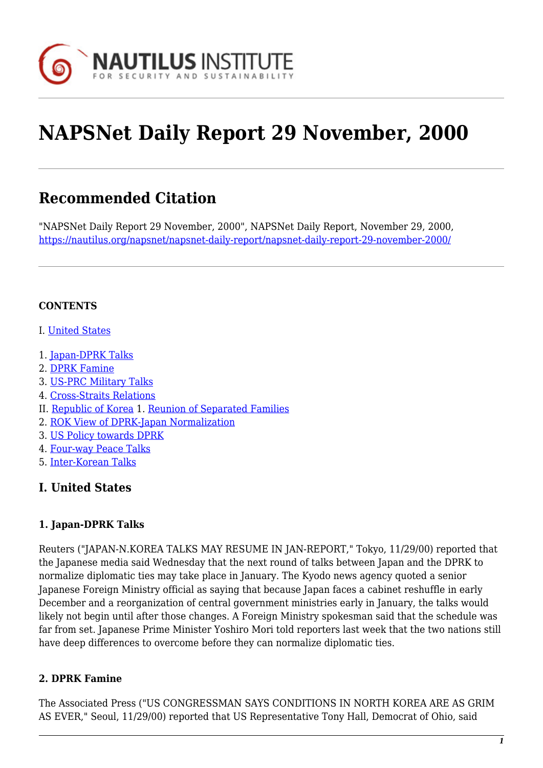# NAPSNet Daily Report 29 November, 2000

## Recommended Citation

"NAPSNet Daily Report 29 November, 2000", NAPSNet Daily Report, November 29, 2000, https://nautilus.org/napsnet/napsnet-daily-report/napsnet-daily-report-29-november-2000/

**CONTENTS**

I. United States

1. Japan-DPRK Talks
2. DPRK Famine
3. US-PRC Military Talks
4. Cross-Straits Relations

II. Republic of Korea 1. Reunion of Separated Families
2. ROK View of DPRK-Japan Normalization
3. US Policy towards DPRK
4. Four-way Peace Talks
5. Inter-Korean Talks

## I. United States

### 1. Japan-DPRK Talks

Reuters ("JAPAN-N.KOREA TALKS MAY RESUME IN JAN-REPORT," Tokyo, 11/29/00) reported that the Japanese media said Wednesday that the next round of talks between Japan and the DPRK to normalize diplomatic ties may take place in January. The Kyodo news agency quoted a senior Japanese Foreign Ministry official as saying that because Japan faces a cabinet reshuffle in early December and a reorganization of central government ministries early in January, the talks would likely not begin until after those changes. A Foreign Ministry spokesman said that the schedule was far from set. Japanese Prime Minister Yoshiro Mori told reporters last week that the two nations still have deep differences to overcome before they can normalize diplomatic ties.

### 2. DPRK Famine

The Associated Press ("US CONGRESSMAN SAYS CONDITIONS IN NORTH KOREA ARE AS GRIM AS EVER," Seoul, 11/29/00) reported that US Representative Tony Hall, Democrat of Ohio, said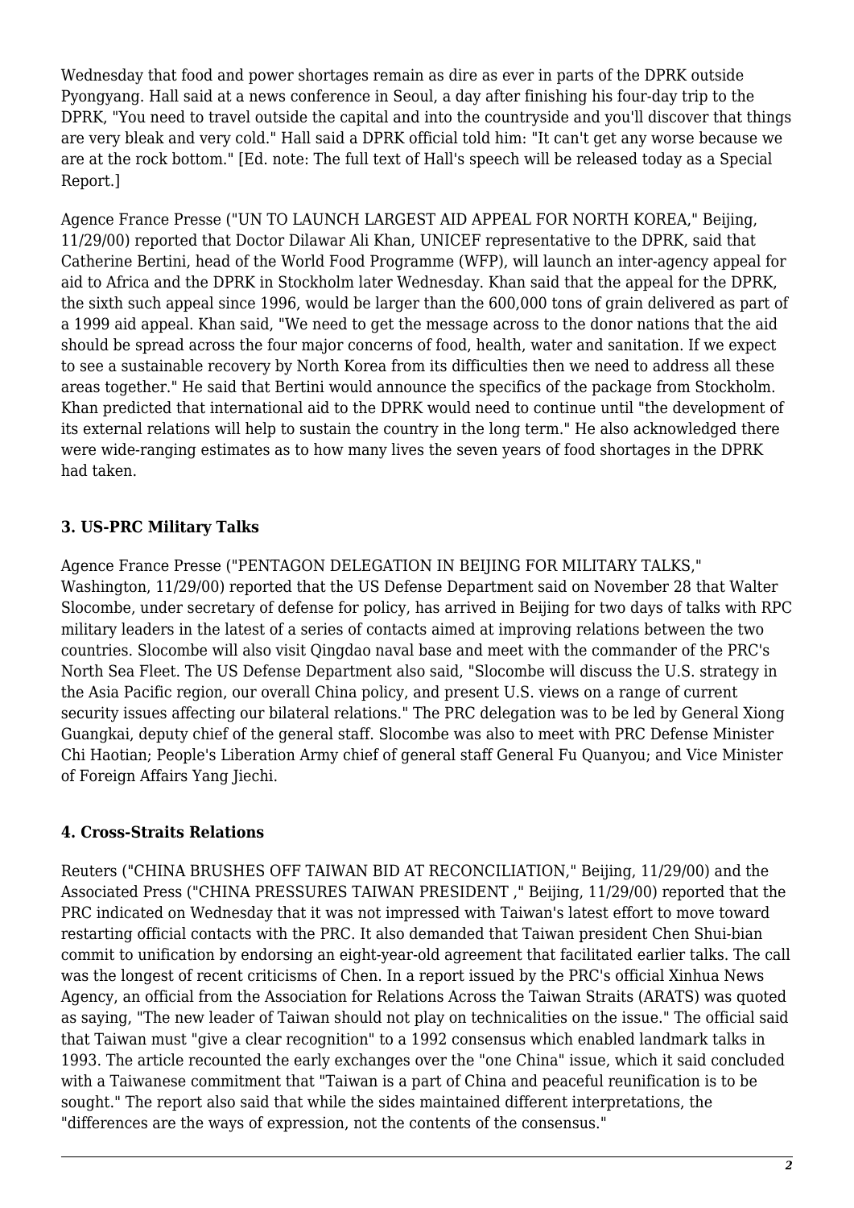Wednesday that food and power shortages remain as dire as ever in parts of the DPRK outside Pyongyang. Hall said at a news conference in Seoul, a day after finishing his four-day trip to the DPRK, "You need to travel outside the capital and into the countryside and you'll discover that things are very bleak and very cold." Hall said a DPRK official told him: "It can't get any worse because we are at the rock bottom." [Ed. note: The full text of Hall's speech will be released today as a Special Report.]

Agence France Presse ("UN TO LAUNCH LARGEST AID APPEAL FOR NORTH KOREA," Beijing, 11/29/00) reported that Doctor Dilawar Ali Khan, UNICEF representative to the DPRK, said that Catherine Bertini, head of the World Food Programme (WFP), will launch an inter-agency appeal for aid to Africa and the DPRK in Stockholm later Wednesday. Khan said that the appeal for the DPRK, the sixth such appeal since 1996, would be larger than the 600,000 tons of grain delivered as part of a 1999 aid appeal. Khan said, "We need to get the message across to the donor nations that the aid should be spread across the four major concerns of food, health, water and sanitation. If we expect to see a sustainable recovery by North Korea from its difficulties then we need to address all these areas together." He said that Bertini would announce the specifics of the package from Stockholm. Khan predicted that international aid to the DPRK would need to continue until "the development of its external relations will help to sustain the country in the long term." He also acknowledged there were wide-ranging estimates as to how many lives the seven years of food shortages in the DPRK had taken.

### 3. US-PRC Military Talks

Agence France Presse ("PENTAGON DELEGATION IN BEIJING FOR MILITARY TALKS," Washington, 11/29/00) reported that the US Defense Department said on November 28 that Walter Slocombe, under secretary of defense for policy, has arrived in Beijing for two days of talks with RPC military leaders in the latest of a series of contacts aimed at improving relations between the two countries. Slocombe will also visit Qingdao naval base and meet with the commander of the PRC's North Sea Fleet. The US Defense Department also said, "Slocombe will discuss the U.S. strategy in the Asia Pacific region, our overall China policy, and present U.S. views on a range of current security issues affecting our bilateral relations." The PRC delegation was to be led by General Xiong Guangkai, deputy chief of the general staff. Slocombe was also to meet with PRC Defense Minister Chi Haotian; People's Liberation Army chief of general staff General Fu Quanyou; and Vice Minister of Foreign Affairs Yang Jiechi.

### 4. Cross-Straits Relations

Reuters ("CHINA BRUSHES OFF TAIWAN BID AT RECONCILIATION," Beijing, 11/29/00) and the Associated Press ("CHINA PRESSURES TAIWAN PRESIDENT ," Beijing, 11/29/00) reported that the PRC indicated on Wednesday that it was not impressed with Taiwan's latest effort to move toward restarting official contacts with the PRC. It also demanded that Taiwan president Chen Shui-bian commit to unification by endorsing an eight-year-old agreement that facilitated earlier talks. The call was the longest of recent criticisms of Chen. In a report issued by the PRC's official Xinhua News Agency, an official from the Association for Relations Across the Taiwan Straits (ARATS) was quoted as saying, "The new leader of Taiwan should not play on technicalities on the issue." The official said that Taiwan must "give a clear recognition" to a 1992 consensus which enabled landmark talks in 1993. The article recounted the early exchanges over the "one China" issue, which it said concluded with a Taiwanese commitment that "Taiwan is a part of China and peaceful reunification is to be sought." The report also said that while the sides maintained different interpretations, the "differences are the ways of expression, not the contents of the consensus."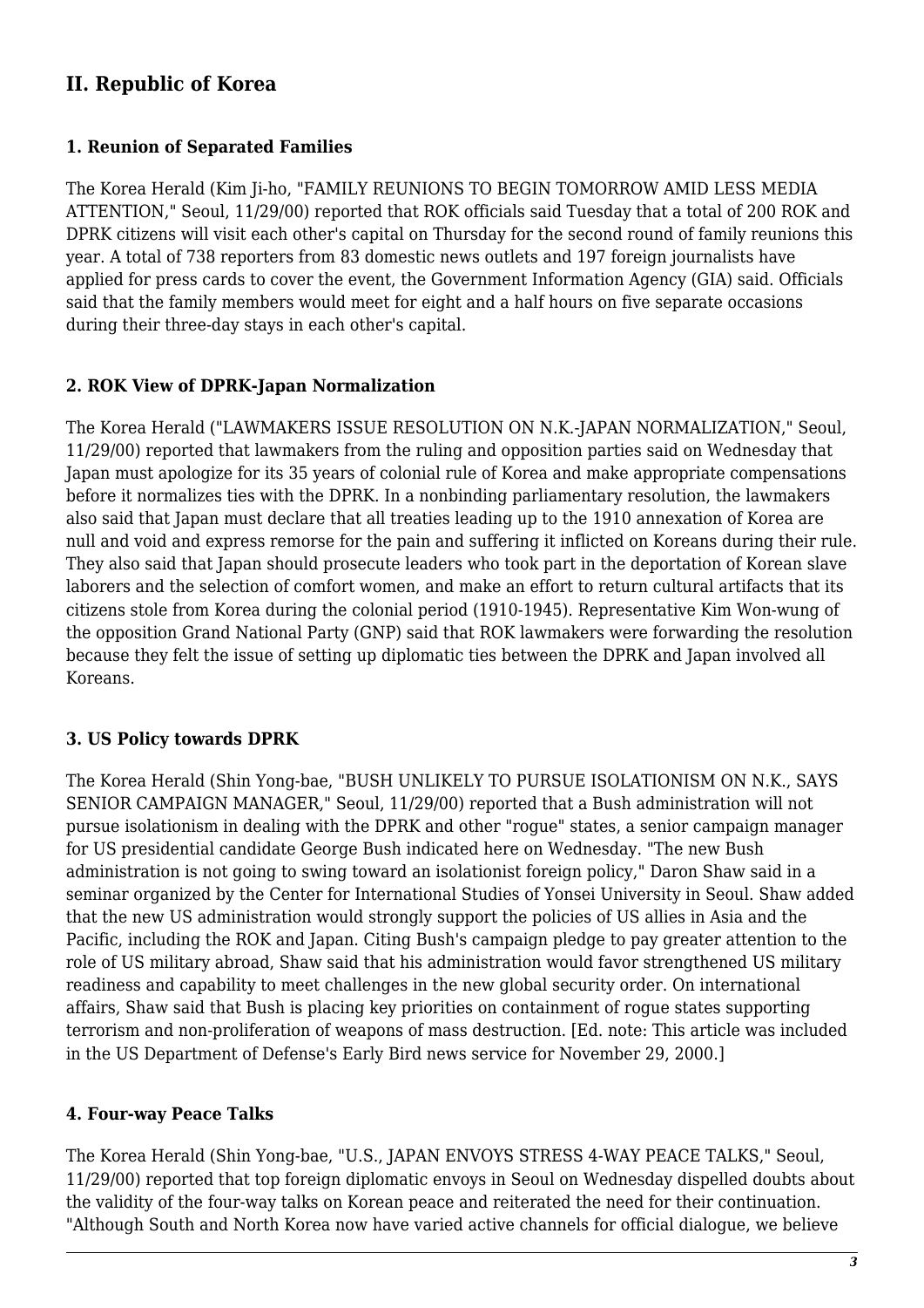## II. Republic of Korea

### 1. Reunion of Separated Families

The Korea Herald (Kim Ji-ho, "FAMILY REUNIONS TO BEGIN TOMORROW AMID LESS MEDIA ATTENTION," Seoul, 11/29/00) reported that ROK officials said Tuesday that a total of 200 ROK and DPRK citizens will visit each other's capital on Thursday for the second round of family reunions this year. A total of 738 reporters from 83 domestic news outlets and 197 foreign journalists have applied for press cards to cover the event, the Government Information Agency (GIA) said. Officials said that the family members would meet for eight and a half hours on five separate occasions during their three-day stays in each other's capital.

### 2. ROK View of DPRK-Japan Normalization

The Korea Herald ("LAWMAKERS ISSUE RESOLUTION ON N.K.-JAPAN NORMALIZATION," Seoul, 11/29/00) reported that lawmakers from the ruling and opposition parties said on Wednesday that Japan must apologize for its 35 years of colonial rule of Korea and make appropriate compensations before it normalizes ties with the DPRK. In a nonbinding parliamentary resolution, the lawmakers also said that Japan must declare that all treaties leading up to the 1910 annexation of Korea are null and void and express remorse for the pain and suffering it inflicted on Koreans during their rule. They also said that Japan should prosecute leaders who took part in the deportation of Korean slave laborers and the selection of comfort women, and make an effort to return cultural artifacts that its citizens stole from Korea during the colonial period (1910-1945). Representative Kim Won-wung of the opposition Grand National Party (GNP) said that ROK lawmakers were forwarding the resolution because they felt the issue of setting up diplomatic ties between the DPRK and Japan involved all Koreans.

### 3. US Policy towards DPRK

The Korea Herald (Shin Yong-bae, "BUSH UNLIKELY TO PURSUE ISOLATIONISM ON N.K., SAYS SENIOR CAMPAIGN MANAGER," Seoul, 11/29/00) reported that a Bush administration will not pursue isolationism in dealing with the DPRK and other "rogue" states, a senior campaign manager for US presidential candidate George Bush indicated here on Wednesday. "The new Bush administration is not going to swing toward an isolationist foreign policy," Daron Shaw said in a seminar organized by the Center for International Studies of Yonsei University in Seoul. Shaw added that the new US administration would strongly support the policies of US allies in Asia and the Pacific, including the ROK and Japan. Citing Bush's campaign pledge to pay greater attention to the role of US military abroad, Shaw said that his administration would favor strengthened US military readiness and capability to meet challenges in the new global security order. On international affairs, Shaw said that Bush is placing key priorities on containment of rogue states supporting terrorism and non-proliferation of weapons of mass destruction. [Ed. note: This article was included in the US Department of Defense's Early Bird news service for November 29, 2000.]

### 4. Four-way Peace Talks

The Korea Herald (Shin Yong-bae, "U.S., JAPAN ENVOYS STRESS 4-WAY PEACE TALKS," Seoul, 11/29/00) reported that top foreign diplomatic envoys in Seoul on Wednesday dispelled doubts about the validity of the four-way talks on Korean peace and reiterated the need for their continuation. "Although South and North Korea now have varied active channels for official dialogue, we believe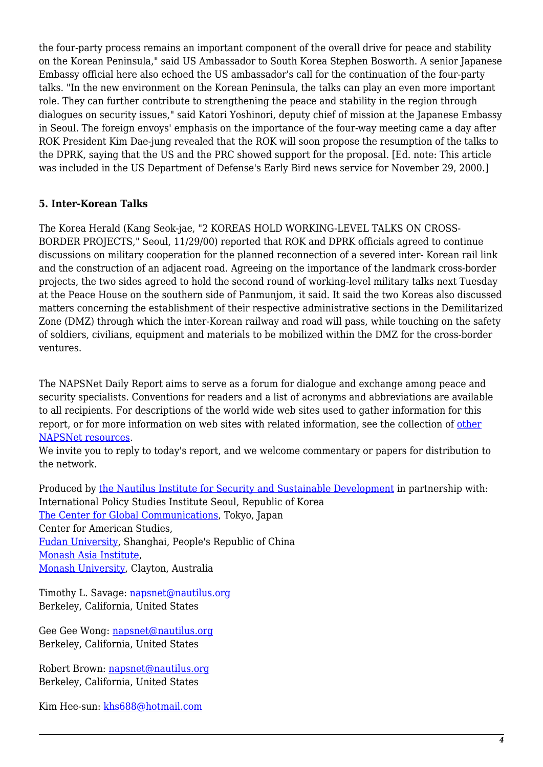the four-party process remains an important component of the overall drive for peace and stability on the Korean Peninsula," said US Ambassador to South Korea Stephen Bosworth. A senior Japanese Embassy official here also echoed the US ambassador's call for the continuation of the four-party talks. "In the new environment on the Korean Peninsula, the talks can play an even more important role. They can further contribute to strengthening the peace and stability in the region through dialogues on security issues," said Katori Yoshinori, deputy chief of mission at the Japanese Embassy in Seoul. The foreign envoys' emphasis on the importance of the four-way meeting came a day after ROK President Kim Dae-jung revealed that the ROK will soon propose the resumption of the talks to the DPRK, saying that the US and the PRC showed support for the proposal. [Ed. note: This article was included in the US Department of Defense's Early Bird news service for November 29, 2000.]

### 5. Inter-Korean Talks

The Korea Herald (Kang Seok-jae, "2 KOREAS HOLD WORKING-LEVEL TALKS ON CROSS-BORDER PROJECTS," Seoul, 11/29/00) reported that ROK and DPRK officials agreed to continue discussions on military cooperation for the planned reconnection of a severed inter- Korean rail link and the construction of an adjacent road. Agreeing on the importance of the landmark cross-border projects, the two sides agreed to hold the second round of working-level military talks next Tuesday at the Peace House on the southern side of Panmunjom, it said. It said the two Koreas also discussed matters concerning the establishment of their respective administrative sections in the Demilitarized Zone (DMZ) through which the inter-Korean railway and road will pass, while touching on the safety of soldiers, civilians, equipment and materials to be mobilized within the DMZ for the cross-border ventures.

The NAPSNet Daily Report aims to serve as a forum for dialogue and exchange among peace and security specialists. Conventions for readers and a list of acronyms and abbreviations are available to all recipients. For descriptions of the world wide web sites used to gather information for this report, or for more information on web sites with related information, see the collection of other NAPSNet resources.
We invite you to reply to today's report, and we welcome commentary or papers for distribution to the network.

Produced by the Nautilus Institute for Security and Sustainable Development in partnership with:
International Policy Studies Institute Seoul, Republic of Korea
The Center for Global Communications, Tokyo, Japan
Center for American Studies,
Fudan University, Shanghai, People's Republic of China
Monash Asia Institute,
Monash University, Clayton, Australia

Timothy L. Savage: napsnet@nautilus.org
Berkeley, California, United States

Gee Gee Wong: napsnet@nautilus.org
Berkeley, California, United States

Robert Brown: napsnet@nautilus.org
Berkeley, California, United States

Kim Hee-sun: khs688@hotmail.com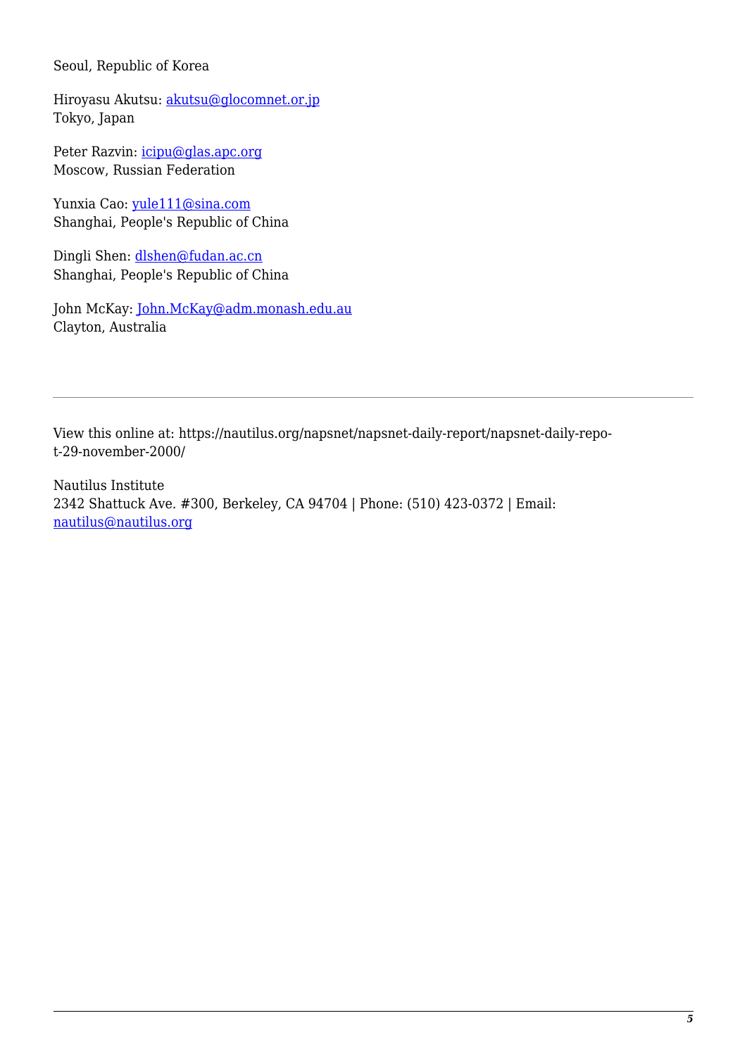Seoul, Republic of Korea

Hiroyasu Akutsu: [akutsu@glocomnet.or.jp](mailto:akutsu@glocomnet.or.jp)
Tokyo, Japan

Peter Razvin: [icipu@glas.apc.org](mailto:icipu@glas.apc.org)
Moscow, Russian Federation

Yunxia Cao: [yule111@sina.com](mailto:yule111@sina.com)
Shanghai, People's Republic of China

Dingli Shen: [dlshen@fudan.ac.cn](mailto:dlshen@fudan.ac.cn)
Shanghai, People's Republic of China

John McKay: [John.McKay@adm.monash.edu.au](mailto:John.McKay@adm.monash.edu.au)
Clayton, Australia

---

View this online at: https://nautilus.org/napsnet/napsnet-daily-report/napsnet-daily-report-29-november-2000/

Nautilus Institute
2342 Shattuck Ave. #300, Berkeley, CA 94704 | Phone: (510) 423-0372 | Email: [nautilus@nautilus.org](mailto:nautilus@nautilus.org)